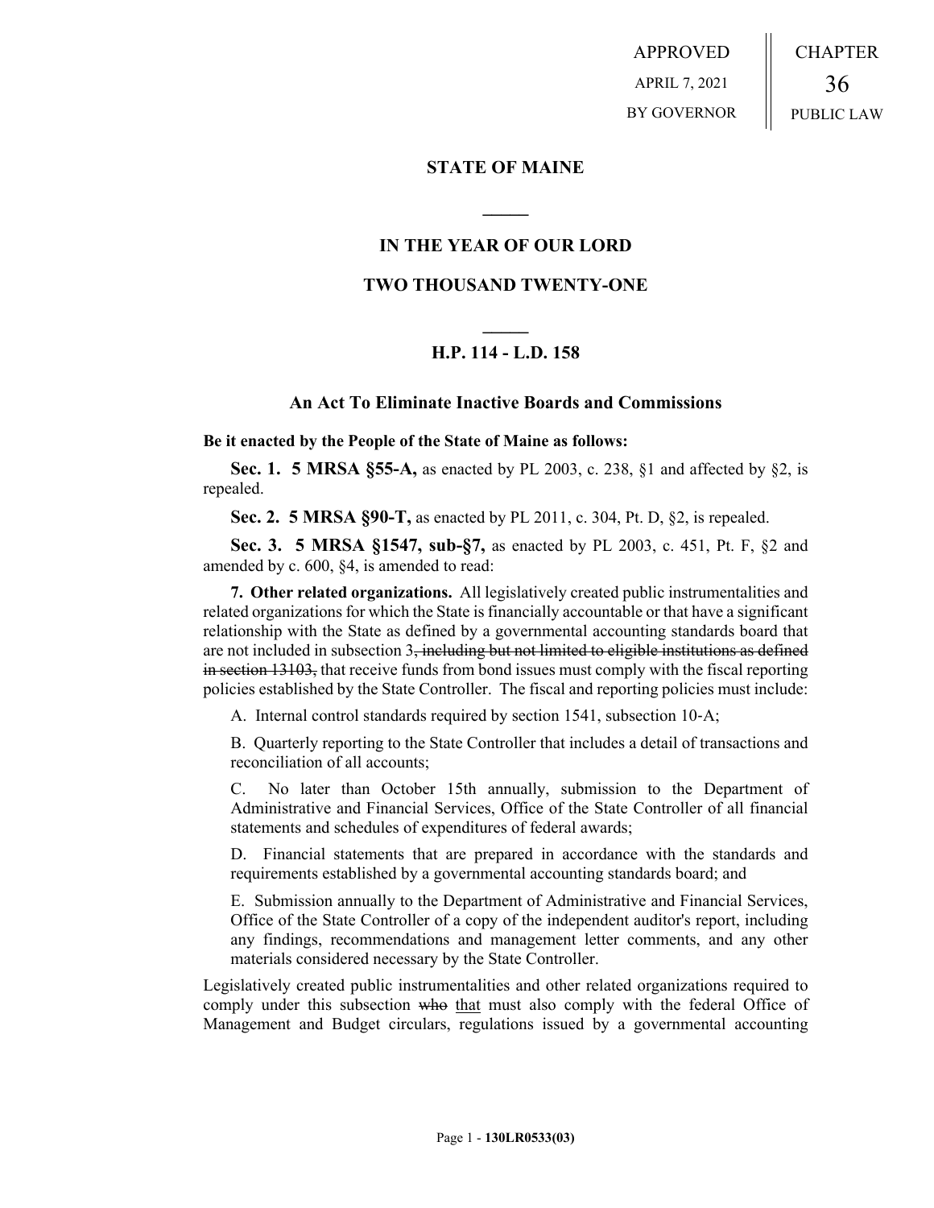APPROVED
APRIL 7, 2021
BY GOVERNOR

CHAPTER
36
PUBLIC LAW

## STATE OF MAINE

## IN THE YEAR OF OUR LORD

## TWO THOUSAND TWENTY-ONE

## H.P. 114 - L.D. 158

### An Act To Eliminate Inactive Boards and Commissions

**Be it enacted by the People of the State of Maine as follows:**

**Sec. 1. 5 MRSA §55-A,** as enacted by PL 2003, c. 238, §1 and affected by §2, is repealed.

**Sec. 2. 5 MRSA §90-T,** as enacted by PL 2011, c. 304, Pt. D, §2, is repealed.

**Sec. 3. 5 MRSA §1547, sub-§7,** as enacted by PL 2003, c. 451, Pt. F, §2 and amended by c. 600, §4, is amended to read:

**7. Other related organizations.** All legislatively created public instrumentalities and related organizations for which the State is financially accountable or that have a significant relationship with the State as defined by a governmental accounting standards board that are not included in subsection 3~~, including but not limited to eligible institutions as defined in section 13103,~~ that receive funds from bond issues must comply with the fiscal reporting policies established by the State Controller. The fiscal and reporting policies must include:

A. Internal control standards required by section 1541, subsection 10-A;

B. Quarterly reporting to the State Controller that includes a detail of transactions and reconciliation of all accounts;

C. No later than October 15th annually, submission to the Department of Administrative and Financial Services, Office of the State Controller of all financial statements and schedules of expenditures of federal awards;

D. Financial statements that are prepared in accordance with the standards and requirements established by a governmental accounting standards board; and

E. Submission annually to the Department of Administrative and Financial Services, Office of the State Controller of a copy of the independent auditor's report, including any findings, recommendations and management letter comments, and any other materials considered necessary by the State Controller.

Legislatively created public instrumentalities and other related organizations required to comply under this subsection ~~who~~ <u>that</u> must also comply with the federal Office of Management and Budget circulars, regulations issued by a governmental accounting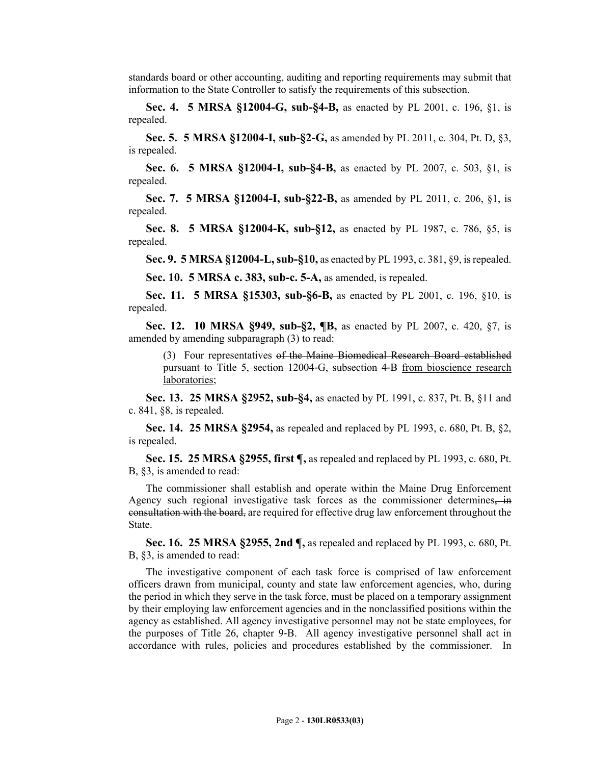standards board or other accounting, auditing and reporting requirements may submit that information to the State Controller to satisfy the requirements of this subsection.

**Sec. 4. 5 MRSA §12004-G, sub-§4-B,** as enacted by PL 2001, c. 196, §1, is repealed.

**Sec. 5. 5 MRSA §12004-I, sub-§2-G,** as amended by PL 2011, c. 304, Pt. D, §3, is repealed.

**Sec. 6. 5 MRSA §12004-I, sub-§4-B,** as enacted by PL 2007, c. 503, §1, is repealed.

**Sec. 7. 5 MRSA §12004-I, sub-§22-B,** as amended by PL 2011, c. 206, §1, is repealed.

**Sec. 8. 5 MRSA §12004-K, sub-§12,** as enacted by PL 1987, c. 786, §5, is repealed.

**Sec. 9. 5 MRSA §12004-L, sub-§10,** as enacted by PL 1993, c. 381, §9, is repealed.

**Sec. 10. 5 MRSA c. 383, sub-c. 5-A,** as amended, is repealed.

**Sec. 11. 5 MRSA §15303, sub-§6-B,** as enacted by PL 2001, c. 196, §10, is repealed.

**Sec. 12. 10 MRSA §949, sub-§2, ¶B,** as enacted by PL 2007, c. 420, §7, is amended by amending subparagraph (3) to read:

(3) Four representatives ~~of the Maine Biomedical Research Board established pursuant to Title 5, section 12004-G, subsection 4-B~~ <u>from bioscience research laboratories</u>;

**Sec. 13. 25 MRSA §2952, sub-§4,** as enacted by PL 1991, c. 837, Pt. B, §11 and c. 841, §8, is repealed.

**Sec. 14. 25 MRSA §2954,** as repealed and replaced by PL 1993, c. 680, Pt. B, §2, is repealed.

**Sec. 15. 25 MRSA §2955, first ¶,** as repealed and replaced by PL 1993, c. 680, Pt. B, §3, is amended to read:

The commissioner shall establish and operate within the Maine Drug Enforcement Agency such regional investigative task forces as the commissioner determines~~, in consultation with the board,~~ are required for effective drug law enforcement throughout the State.

**Sec. 16. 25 MRSA §2955, 2nd ¶,** as repealed and replaced by PL 1993, c. 680, Pt. B, §3, is amended to read:

The investigative component of each task force is comprised of law enforcement officers drawn from municipal, county and state law enforcement agencies, who, during the period in which they serve in the task force, must be placed on a temporary assignment by their employing law enforcement agencies and in the nonclassified positions within the agency as established. All agency investigative personnel may not be state employees, for the purposes of Title 26, chapter 9-B. All agency investigative personnel shall act in accordance with rules, policies and procedures established by the commissioner. In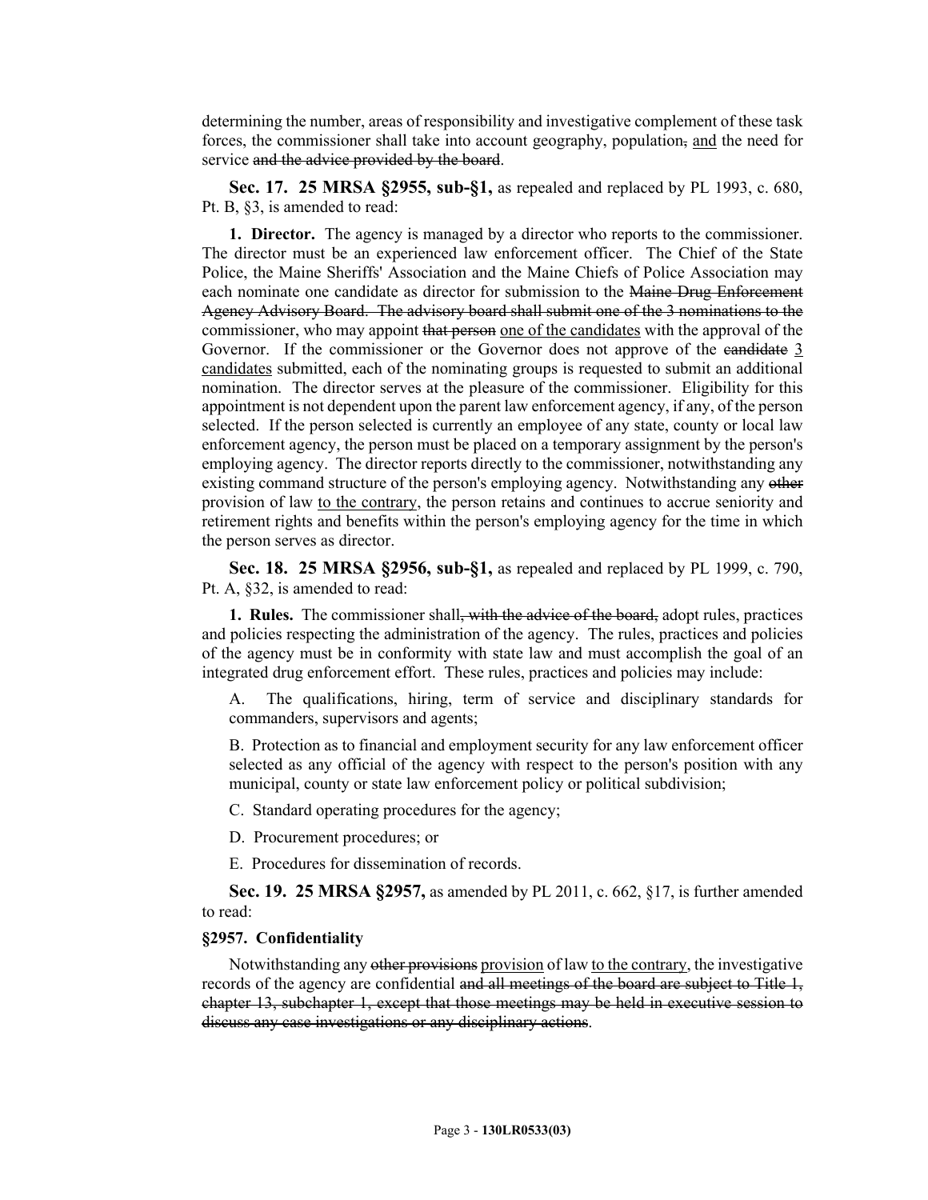determining the number, areas of responsibility and investigative complement of these task forces, the commissioner shall take into account geography, population, and the need for service and the advice provided by the board.

**Sec. 17. 25 MRSA §2955, sub-§1,** as repealed and replaced by PL 1993, c. 680, Pt. B, §3, is amended to read:

**1. Director.** The agency is managed by a director who reports to the commissioner. The director must be an experienced law enforcement officer. The Chief of the State Police, the Maine Sheriffs' Association and the Maine Chiefs of Police Association may each nominate one candidate as director for submission to the Maine Drug Enforcement Agency Advisory Board. The advisory board shall submit one of the 3 nominations to the commissioner, who may appoint that person one of the candidates with the approval of the Governor. If the commissioner or the Governor does not approve of the candidate 3 candidates submitted, each of the nominating groups is requested to submit an additional nomination. The director serves at the pleasure of the commissioner. Eligibility for this appointment is not dependent upon the parent law enforcement agency, if any, of the person selected. If the person selected is currently an employee of any state, county or local law enforcement agency, the person must be placed on a temporary assignment by the person's employing agency. The director reports directly to the commissioner, notwithstanding any existing command structure of the person's employing agency. Notwithstanding any other provision of law to the contrary, the person retains and continues to accrue seniority and retirement rights and benefits within the person's employing agency for the time in which the person serves as director.

**Sec. 18. 25 MRSA §2956, sub-§1,** as repealed and replaced by PL 1999, c. 790, Pt. A, §32, is amended to read:

**1. Rules.** The commissioner shall, with the advice of the board, adopt rules, practices and policies respecting the administration of the agency. The rules, practices and policies of the agency must be in conformity with state law and must accomplish the goal of an integrated drug enforcement effort. These rules, practices and policies may include:

A. The qualifications, hiring, term of service and disciplinary standards for commanders, supervisors and agents;

B. Protection as to financial and employment security for any law enforcement officer selected as any official of the agency with respect to the person's position with any municipal, county or state law enforcement policy or political subdivision;

C. Standard operating procedures for the agency;

D. Procurement procedures; or

E. Procedures for dissemination of records.

**Sec. 19. 25 MRSA §2957,** as amended by PL 2011, c. 662, §17, is further amended to read:

**§2957. Confidentiality**

Notwithstanding any other provisions provision of law to the contrary, the investigative records of the agency are confidential and all meetings of the board are subject to Title 1, chapter 13, subchapter 1, except that those meetings may be held in executive session to discuss any case investigations or any disciplinary actions.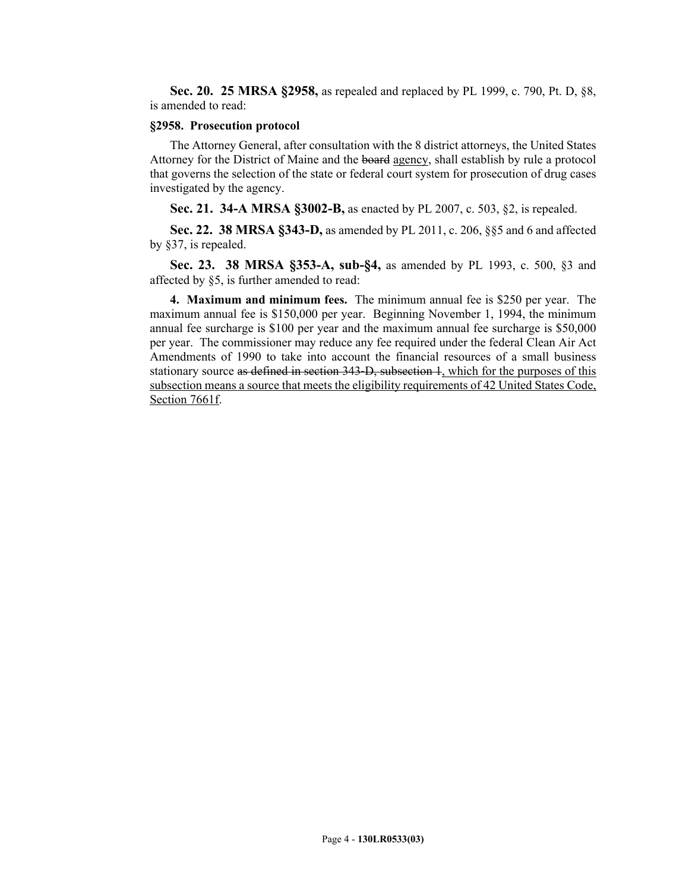**Sec. 20. 25 MRSA §2958,** as repealed and replaced by PL 1999, c. 790, Pt. D, §8, is amended to read:

**§2958. Prosecution protocol**

The Attorney General, after consultation with the 8 district attorneys, the United States Attorney for the District of Maine and the ~~board~~ agency, shall establish by rule a protocol that governs the selection of the state or federal court system for prosecution of drug cases investigated by the agency.

**Sec. 21. 34-A MRSA §3002-B,** as enacted by PL 2007, c. 503, §2, is repealed.

**Sec. 22. 38 MRSA §343-D,** as amended by PL 2011, c. 206, §§5 and 6 and affected by §37, is repealed.

**Sec. 23. 38 MRSA §353-A, sub-§4,** as amended by PL 1993, c. 500, §3 and affected by §5, is further amended to read:

**4. Maximum and minimum fees.** The minimum annual fee is $250 per year. The maximum annual fee is $150,000 per year. Beginning November 1, 1994, the minimum annual fee surcharge is $100 per year and the maximum annual fee surcharge is $50,000 per year. The commissioner may reduce any fee required under the federal Clean Air Act Amendments of 1990 to take into account the financial resources of a small business stationary source ~~as defined in section 343-D, subsection 1~~, which for the purposes of this subsection means a source that meets the eligibility requirements of 42 United States Code, Section 7661f.